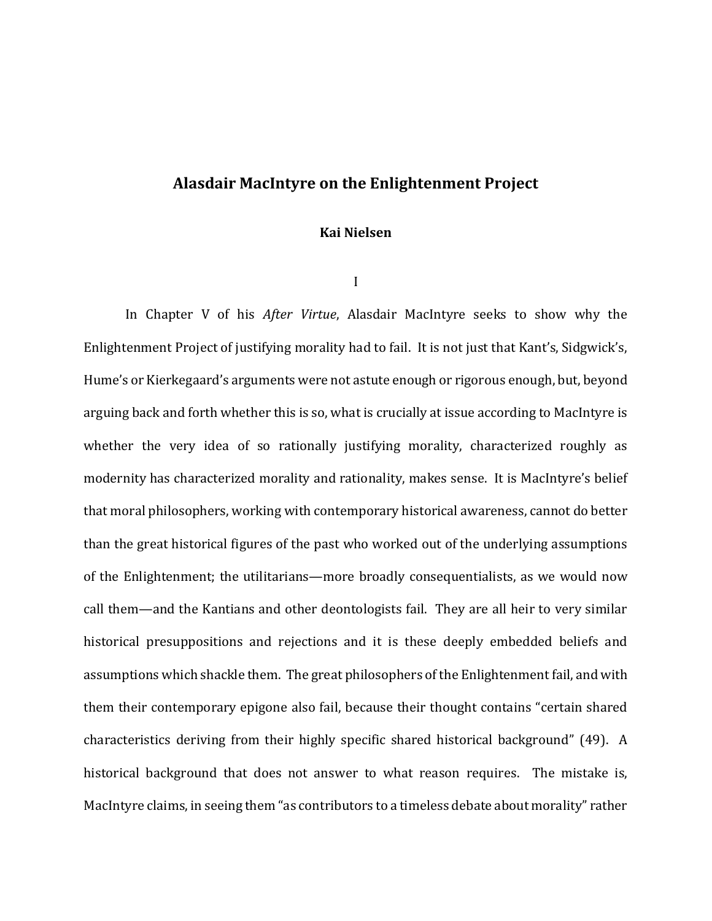# Alasdair MacIntyre on the Enlightenment Project

**Kai Nielsen**

## I

In Chapter V of his *After Virtue*, Alasdair MacIntyre seeks to show why the Enlightenment Project of justifying morality had to fail. It is not just that Kant's, Sidgwick's, Hume's or Kierkegaard's arguments were not astute enough or rigorous enough, but, beyond arguing back and forth whether this is so, what is crucially at issue according to MacIntyre is whether the very idea of so rationally justifying morality, characterized roughly as modernity has characterized morality and rationality, makes sense. It is MacIntyre's belief that moral philosophers, working with contemporary historical awareness, cannot do better than the great historical figures of the past who worked out of the underlying assumptions of the Enlightenment; the utilitarians—more broadly consequentialists, as we would now call them—and the Kantians and other deontologists fail. They are all heir to very similar historical presuppositions and rejections and it is these deeply embedded beliefs and assumptions which shackle them. The great philosophers of the Enlightenment fail, and with them their contemporary epigone also fail, because their thought contains "certain shared characteristics deriving from their highly specific shared historical background" (49). A historical background that does not answer to what reason requires. The mistake is, MacIntyre claims, in seeing them "as contributors to a timeless debate about morality" rather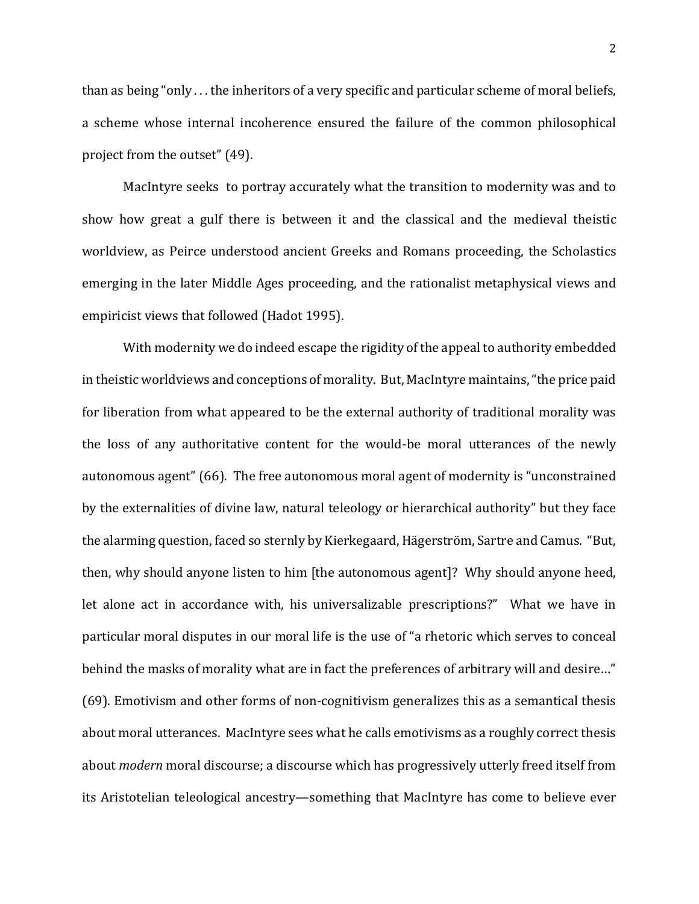than as being "only . . . the inheritors of a very specific and particular scheme of moral beliefs, a scheme whose internal incoherence ensured the failure of the common philosophical project from the outset" (49).

MacIntyre seeks to portray accurately what the transition to modernity was and to show how great a gulf there is between it and the classical and the medieval theistic worldview, as Peirce understood ancient Greeks and Romans proceeding, the Scholastics emerging in the later Middle Ages proceeding, and the rationalist metaphysical views and empiricist views that followed (Hadot 1995).

With modernity we do indeed escape the rigidity of the appeal to authority embedded in theistic worldviews and conceptions of morality. But, MacIntyre maintains, "the price paid for liberation from what appeared to be the external authority of traditional morality was the loss of any authoritative content for the would-be moral utterances of the newly autonomous agent" (66). The free autonomous moral agent of modernity is "unconstrained by the externalities of divine law, natural teleology or hierarchical authority" but they face the alarming question, faced so sternly by Kierkegaard, Hägerström, Sartre and Camus. "But, then, why should anyone listen to him [the autonomous agent]? Why should anyone heed, let alone act in accordance with, his universalizable prescriptions?" What we have in particular moral disputes in our moral life is the use of "a rhetoric which serves to conceal behind the masks of morality what are in fact the preferences of arbitrary will and desire…" (69). Emotivism and other forms of non-cognitivism generalizes this as a semantical thesis about moral utterances. MacIntyre sees what he calls emotivisms as a roughly correct thesis about *modern* moral discourse; a discourse which has progressively utterly freed itself from its Aristotelian teleological ancestry—something that MacIntyre has come to believe ever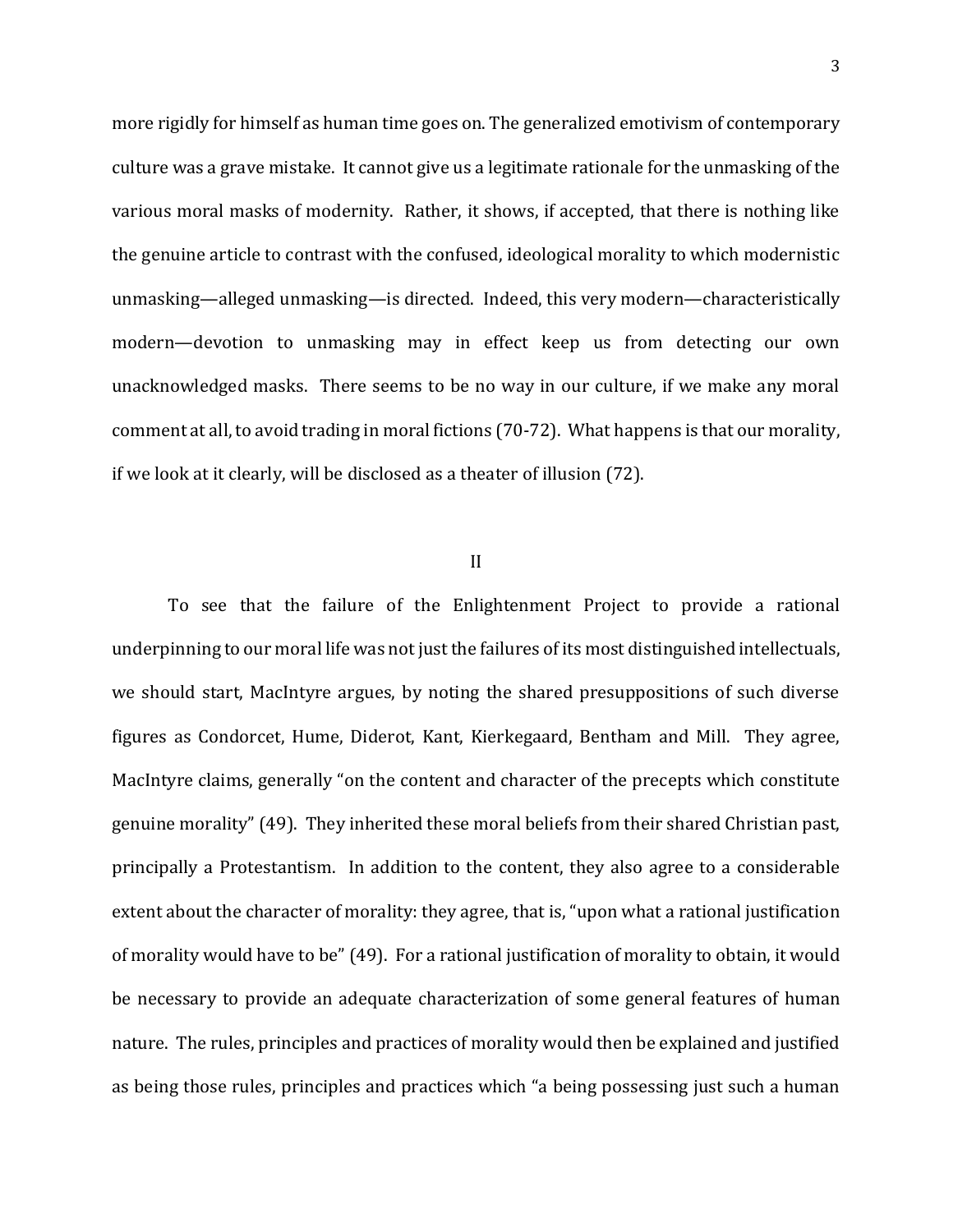more rigidly for himself as human time goes on. The generalized emotivism of contemporary culture was a grave mistake. It cannot give us a legitimate rationale for the unmasking of the various moral masks of modernity. Rather, it shows, if accepted, that there is nothing like the genuine article to contrast with the confused, ideological morality to which modernistic unmasking—alleged unmasking—is directed. Indeed, this very modern—characteristically modern—devotion to unmasking may in effect keep us from detecting our own unacknowledged masks. There seems to be no way in our culture, if we make any moral comment at all, to avoid trading in moral fictions (70-72). What happens is that our morality, if we look at it clearly, will be disclosed as a theater of illusion (72).

## II

To see that the failure of the Enlightenment Project to provide a rational underpinning to our moral life was not just the failures of its most distinguished intellectuals, we should start, MacIntyre argues, by noting the shared presuppositions of such diverse figures as Condorcet, Hume, Diderot, Kant, Kierkegaard, Bentham and Mill. They agree, MacIntyre claims, generally "on the content and character of the precepts which constitute genuine morality" (49). They inherited these moral beliefs from their shared Christian past, principally a Protestantism. In addition to the content, they also agree to a considerable extent about the character of morality: they agree, that is, "upon what a rational justification of morality would have to be" (49). For a rational justification of morality to obtain, it would be necessary to provide an adequate characterization of some general features of human nature. The rules, principles and practices of morality would then be explained and justified as being those rules, principles and practices which "a being possessing just such a human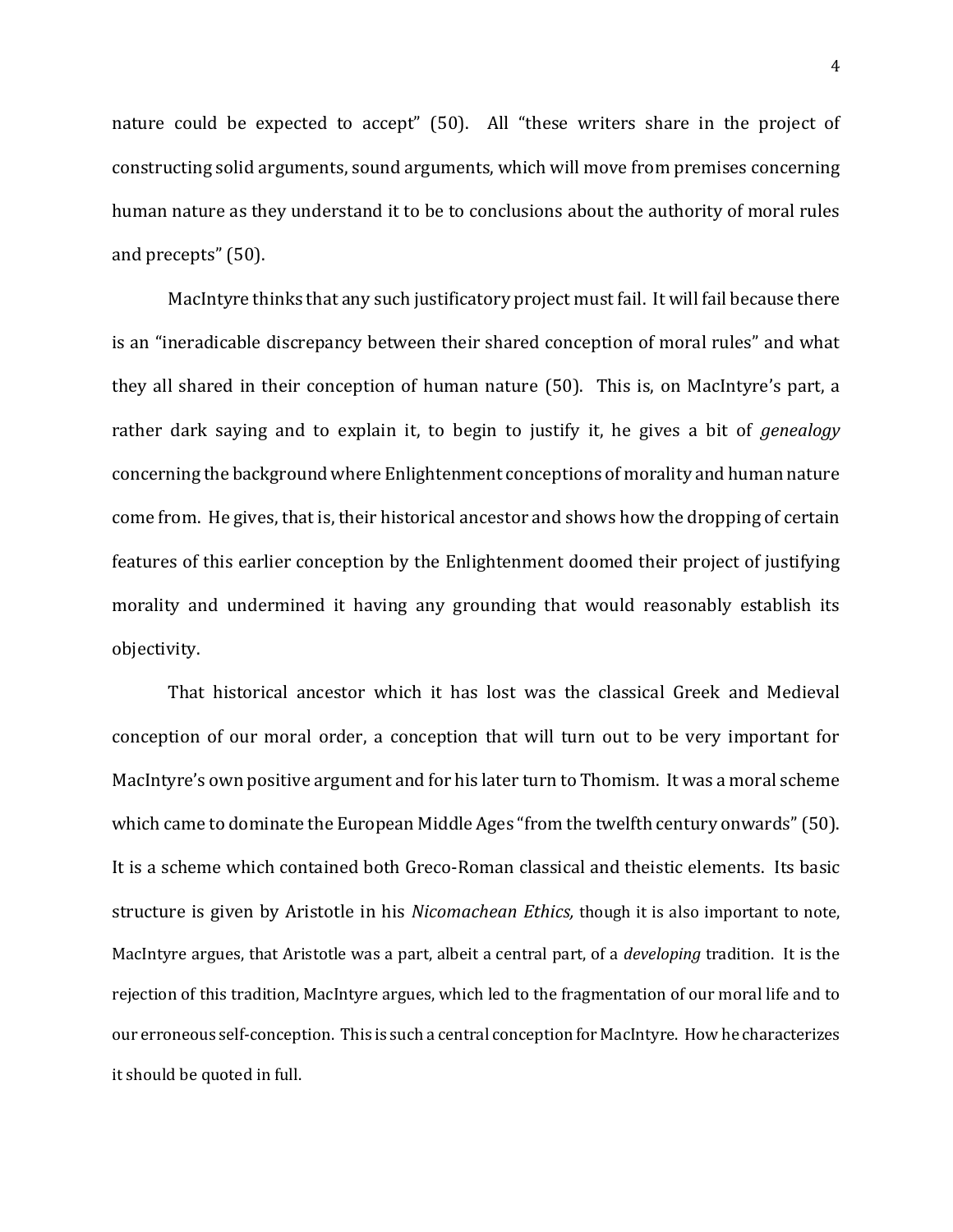nature could be expected to accept" (50). All "these writers share in the project of constructing solid arguments, sound arguments, which will move from premises concerning human nature as they understand it to be to conclusions about the authority of moral rules and precepts" (50).

MacIntyre thinks that any such justificatory project must fail. It will fail because there is an "ineradicable discrepancy between their shared conception of moral rules" and what they all shared in their conception of human nature (50). This is, on MacIntyre's part, a rather dark saying and to explain it, to begin to justify it, he gives a bit of *genealogy* concerning the background where Enlightenment conceptions of morality and human nature come from. He gives, that is, their historical ancestor and shows how the dropping of certain features of this earlier conception by the Enlightenment doomed their project of justifying morality and undermined it having any grounding that would reasonably establish its objectivity.

That historical ancestor which it has lost was the classical Greek and Medieval conception of our moral order, a conception that will turn out to be very important for MacIntyre's own positive argument and for his later turn to Thomism. It was a moral scheme which came to dominate the European Middle Ages "from the twelfth century onwards" (50). It is a scheme which contained both Greco-Roman classical and theistic elements. Its basic structure is given by Aristotle in his *Nicomachean Ethics,* though it is also important to note, MacIntyre argues, that Aristotle was a part, albeit a central part, of a *developing* tradition. It is the rejection of this tradition, MacIntyre argues, which led to the fragmentation of our moral life and to our erroneous self-conception. This is such a central conception for MacIntyre. How he characterizes it should be quoted in full.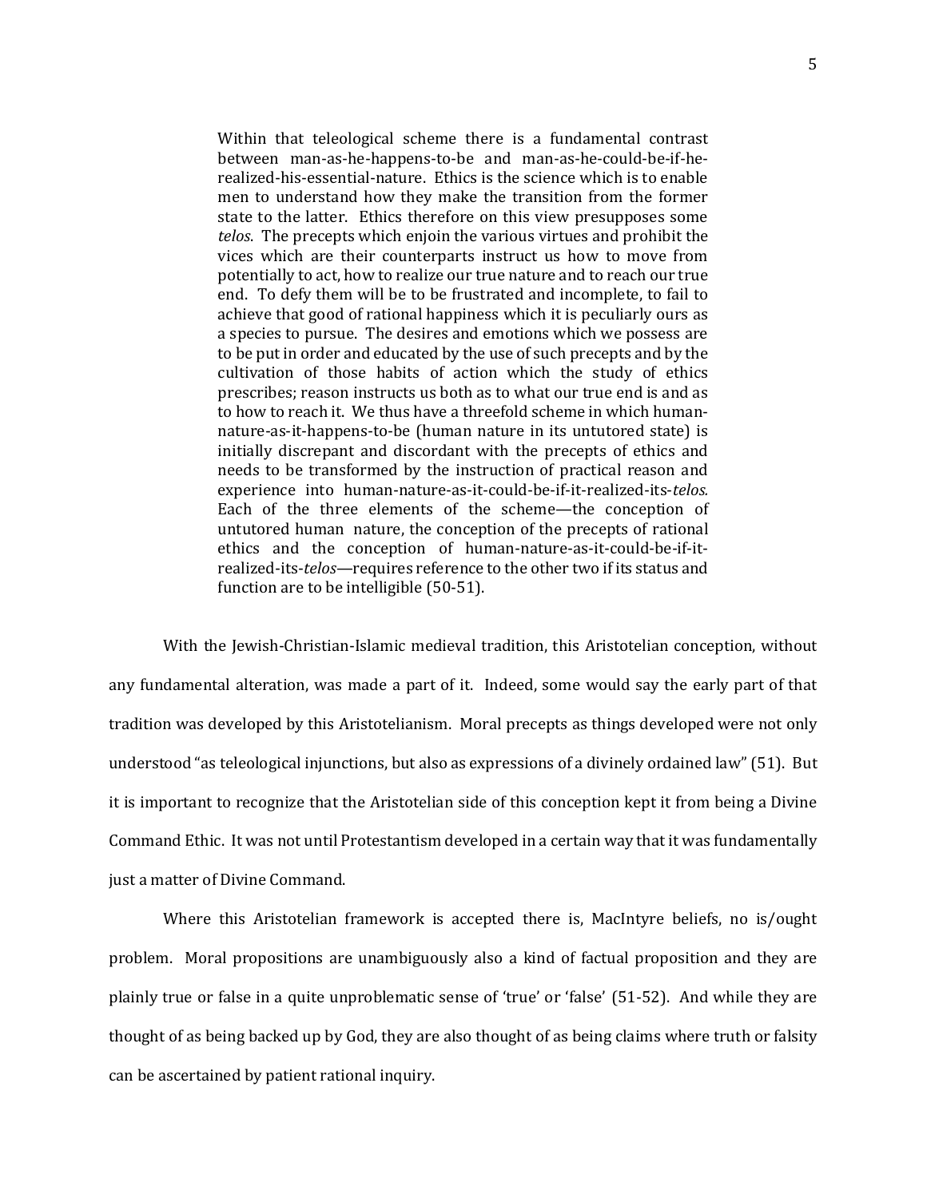> Within that teleological scheme there is a fundamental contrast between man-as-he-happens-to-be and man-as-he-could-be-if-he-realized-his-essential-nature. Ethics is the science which is to enable men to understand how they make the transition from the former state to the latter. Ethics therefore on this view presupposes some *telos*. The precepts which enjoin the various virtues and prohibit the vices which are their counterparts instruct us how to move from potentially to act, how to realize our true nature and to reach our true end. To defy them will be to be frustrated and incomplete, to fail to achieve that good of rational happiness which it is peculiarly ours as a species to pursue. The desires and emotions which we possess are to be put in order and educated by the use of such precepts and by the cultivation of those habits of action which the study of ethics prescribes; reason instructs us both as to what our true end is and as to how to reach it. We thus have a threefold scheme in which human-nature-as-it-happens-to-be (human nature in its untutored state) is initially discrepant and discordant with the precepts of ethics and needs to be transformed by the instruction of practical reason and experience into human-nature-as-it-could-be-if-it-realized-its-*telos*. Each of the three elements of the scheme—the conception of untutored human nature, the conception of the precepts of rational ethics and the conception of human-nature-as-it-could-be-if-it-realized-its-*telos*—requires reference to the other two if its status and function are to be intelligible (50-51).

With the Jewish-Christian-Islamic medieval tradition, this Aristotelian conception, without any fundamental alteration, was made a part of it. Indeed, some would say the early part of that tradition was developed by this Aristotelianism. Moral precepts as things developed were not only understood "as teleological injunctions, but also as expressions of a divinely ordained law" (51). But it is important to recognize that the Aristotelian side of this conception kept it from being a Divine Command Ethic. It was not until Protestantism developed in a certain way that it was fundamentally just a matter of Divine Command.

Where this Aristotelian framework is accepted there is, MacIntyre beliefs, no is/ought problem. Moral propositions are unambiguously also a kind of factual proposition and they are plainly true or false in a quite unproblematic sense of 'true' or 'false' (51-52). And while they are thought of as being backed up by God, they are also thought of as being claims where truth or falsity can be ascertained by patient rational inquiry.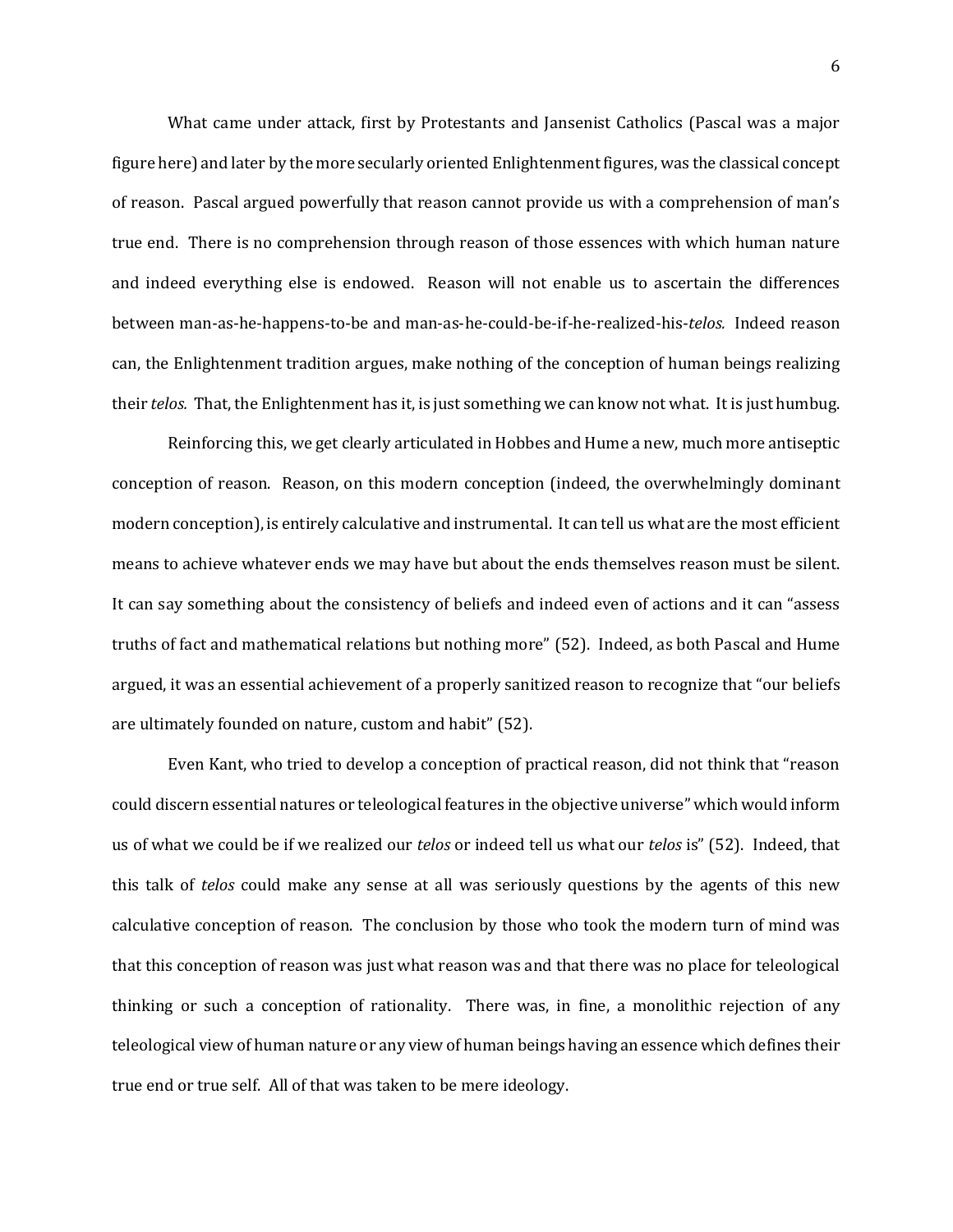What came under attack, first by Protestants and Jansenist Catholics (Pascal was a major figure here) and later by the more secularly oriented Enlightenment figures, was the classical concept of reason. Pascal argued powerfully that reason cannot provide us with a comprehension of man's true end. There is no comprehension through reason of those essences with which human nature and indeed everything else is endowed. Reason will not enable us to ascertain the differences between man-as-he-happens-to-be and man-as-he-could-be-if-he-realized-his-*telos.* Indeed reason can, the Enlightenment tradition argues, make nothing of the conception of human beings realizing their *telos.* That, the Enlightenment has it, is just something we can know not what. It is just humbug.

Reinforcing this, we get clearly articulated in Hobbes and Hume a new, much more antiseptic conception of reason. Reason, on this modern conception (indeed, the overwhelmingly dominant modern conception), is entirely calculative and instrumental. It can tell us what are the most efficient means to achieve whatever ends we may have but about the ends themselves reason must be silent. It can say something about the consistency of beliefs and indeed even of actions and it can "assess truths of fact and mathematical relations but nothing more" (52). Indeed, as both Pascal and Hume argued, it was an essential achievement of a properly sanitized reason to recognize that "our beliefs are ultimately founded on nature, custom and habit" (52).

Even Kant, who tried to develop a conception of practical reason, did not think that "reason could discern essential natures or teleological features in the objective universe" which would inform us of what we could be if we realized our *telos* or indeed tell us what our *telos* is" (52). Indeed, that this talk of *telos* could make any sense at all was seriously questions by the agents of this new calculative conception of reason. The conclusion by those who took the modern turn of mind was that this conception of reason was just what reason was and that there was no place for teleological thinking or such a conception of rationality. There was, in fine, a monolithic rejection of any teleological view of human nature or any view of human beings having an essence which defines their true end or true self. All of that was taken to be mere ideology.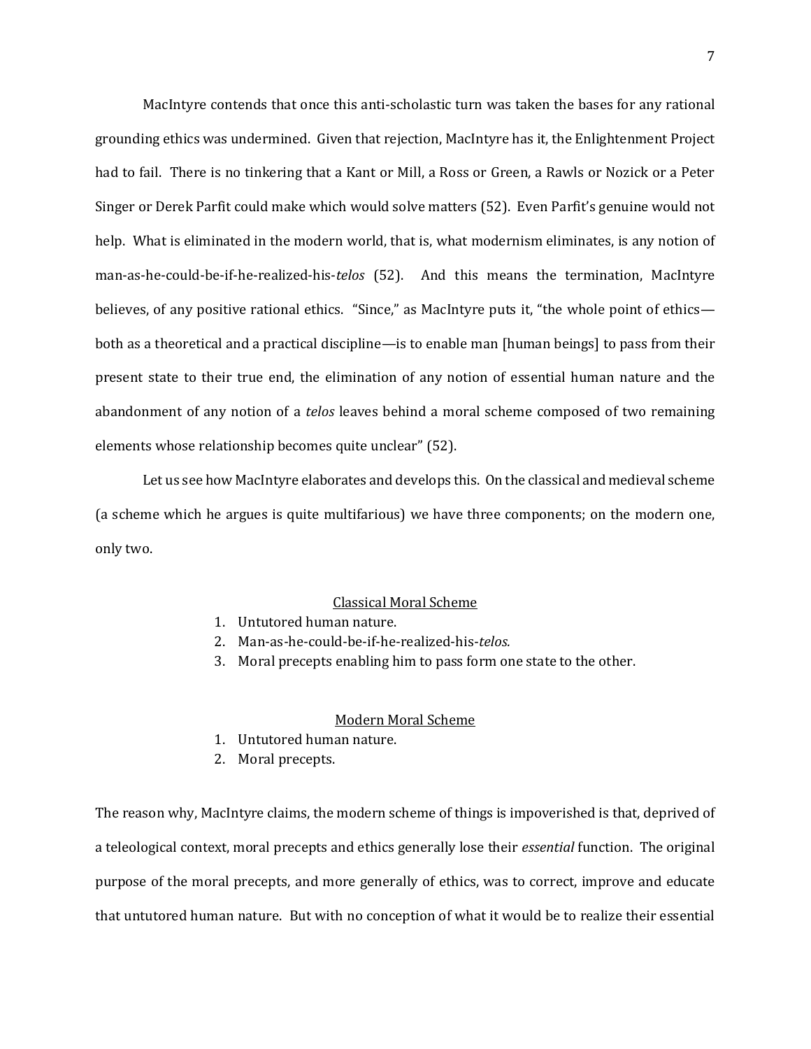MacIntyre contends that once this anti-scholastic turn was taken the bases for any rational grounding ethics was undermined. Given that rejection, MacIntyre has it, the Enlightenment Project had to fail. There is no tinkering that a Kant or Mill, a Ross or Green, a Rawls or Nozick or a Peter Singer or Derek Parfit could make which would solve matters (52). Even Parfit's genuine would not help. What is eliminated in the modern world, that is, what modernism eliminates, is any notion of man-as-he-could-be-if-he-realized-his-*telos* (52). And this means the termination, MacIntyre believes, of any positive rational ethics. "Since," as MacIntyre puts it, "the whole point of ethics—both as a theoretical and a practical discipline—is to enable man [human beings] to pass from their present state to their true end, the elimination of any notion of essential human nature and the abandonment of any notion of a *telos* leaves behind a moral scheme composed of two remaining elements whose relationship becomes quite unclear" (52).

Let us see how MacIntyre elaborates and develops this. On the classical and medieval scheme (a scheme which he argues is quite multifarious) we have three components; on the modern one, only two.

<u>Classical Moral Scheme</u>

1. Untutored human nature.
2. Man-as-he-could-be-if-he-realized-his-*telos.*
3. Moral precepts enabling him to pass form one state to the other.

<u>Modern Moral Scheme</u>

1. Untutored human nature.
2. Moral precepts.

The reason why, MacIntyre claims, the modern scheme of things is impoverished is that, deprived of a teleological context, moral precepts and ethics generally lose their *essential* function. The original purpose of the moral precepts, and more generally of ethics, was to correct, improve and educate that untutored human nature. But with no conception of what it would be to realize their essential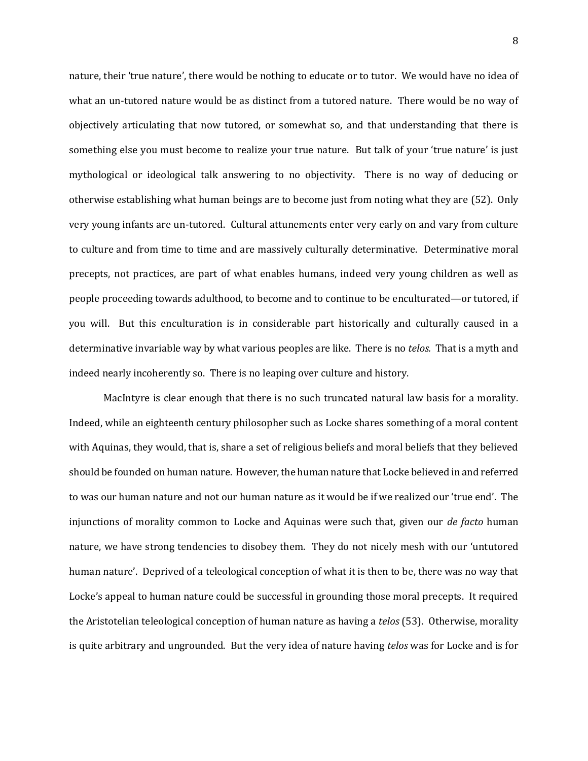nature, their 'true nature', there would be nothing to educate or to tutor. We would have no idea of what an un-tutored nature would be as distinct from a tutored nature. There would be no way of objectively articulating that now tutored, or somewhat so, and that understanding that there is something else you must become to realize your true nature. But talk of your 'true nature' is just mythological or ideological talk answering to no objectivity. There is no way of deducing or otherwise establishing what human beings are to become just from noting what they are (52). Only very young infants are un-tutored. Cultural attunements enter very early on and vary from culture to culture and from time to time and are massively culturally determinative. Determinative moral precepts, not practices, are part of what enables humans, indeed very young children as well as people proceeding towards adulthood, to become and to continue to be enculturated—or tutored, if you will. But this enculturation is in considerable part historically and culturally caused in a determinative invariable way by what various peoples are like. There is no *telos.* That is a myth and indeed nearly incoherently so. There is no leaping over culture and history.

MacIntyre is clear enough that there is no such truncated natural law basis for a morality. Indeed, while an eighteenth century philosopher such as Locke shares something of a moral content with Aquinas, they would, that is, share a set of religious beliefs and moral beliefs that they believed should be founded on human nature. However, the human nature that Locke believed in and referred to was our human nature and not our human nature as it would be if we realized our 'true end'. The injunctions of morality common to Locke and Aquinas were such that, given our *de facto* human nature, we have strong tendencies to disobey them. They do not nicely mesh with our 'untutored human nature'. Deprived of a teleological conception of what it is then to be, there was no way that Locke's appeal to human nature could be successful in grounding those moral precepts. It required the Aristotelian teleological conception of human nature as having a *telos* (53). Otherwise, morality is quite arbitrary and ungrounded. But the very idea of nature having *telos* was for Locke and is for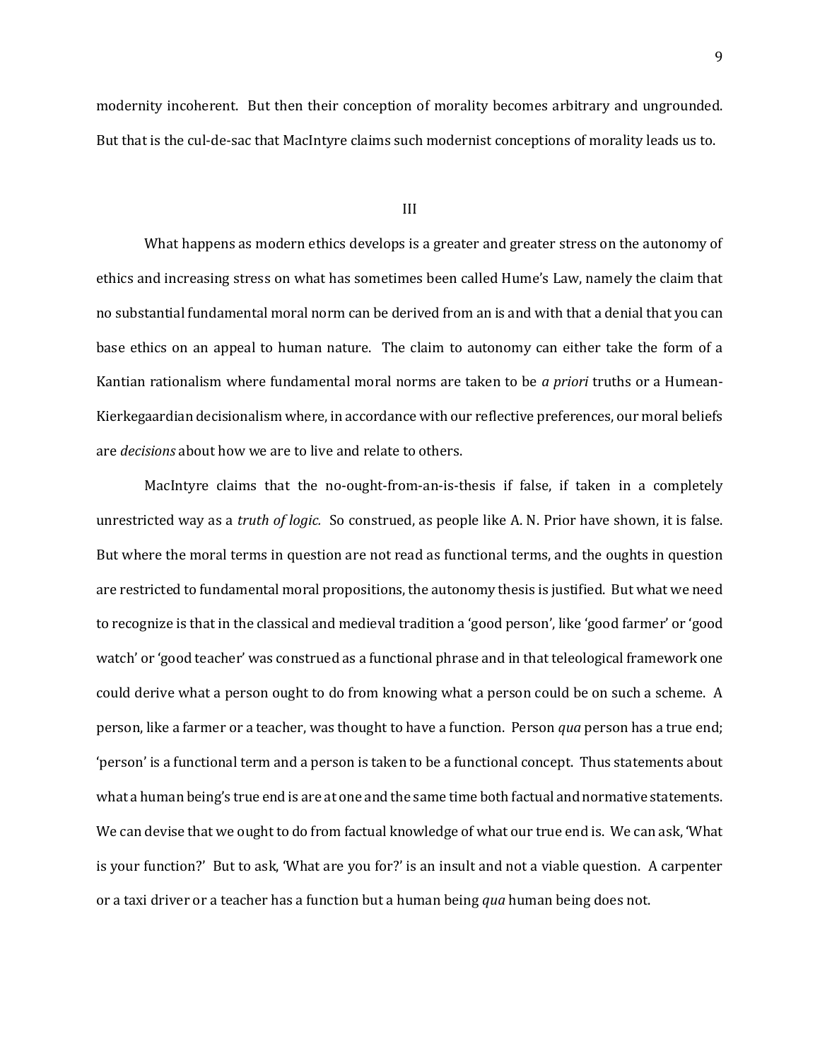modernity incoherent. But then their conception of morality becomes arbitrary and ungrounded. But that is the cul-de-sac that MacIntyre claims such modernist conceptions of morality leads us to.

## III

What happens as modern ethics develops is a greater and greater stress on the autonomy of ethics and increasing stress on what has sometimes been called Hume's Law, namely the claim that no substantial fundamental moral norm can be derived from an is and with that a denial that you can base ethics on an appeal to human nature. The claim to autonomy can either take the form of a Kantian rationalism where fundamental moral norms are taken to be *a priori* truths or a Humean-Kierkegaardian decisionalism where, in accordance with our reflective preferences, our moral beliefs are *decisions* about how we are to live and relate to others.

MacIntyre claims that the no-ought-from-an-is-thesis if false, if taken in a completely unrestricted way as a *truth of logic.* So construed, as people like A. N. Prior have shown, it is false. But where the moral terms in question are not read as functional terms, and the oughts in question are restricted to fundamental moral propositions, the autonomy thesis is justified. But what we need to recognize is that in the classical and medieval tradition a 'good person', like 'good farmer' or 'good watch' or 'good teacher' was construed as a functional phrase and in that teleological framework one could derive what a person ought to do from knowing what a person could be on such a scheme. A person, like a farmer or a teacher, was thought to have a function. Person *qua* person has a true end; 'person' is a functional term and a person is taken to be a functional concept. Thus statements about what a human being's true end is are at one and the same time both factual and normative statements. We can devise that we ought to do from factual knowledge of what our true end is. We can ask, 'What is your function?' But to ask, 'What are you for?' is an insult and not a viable question. A carpenter or a taxi driver or a teacher has a function but a human being *qua* human being does not.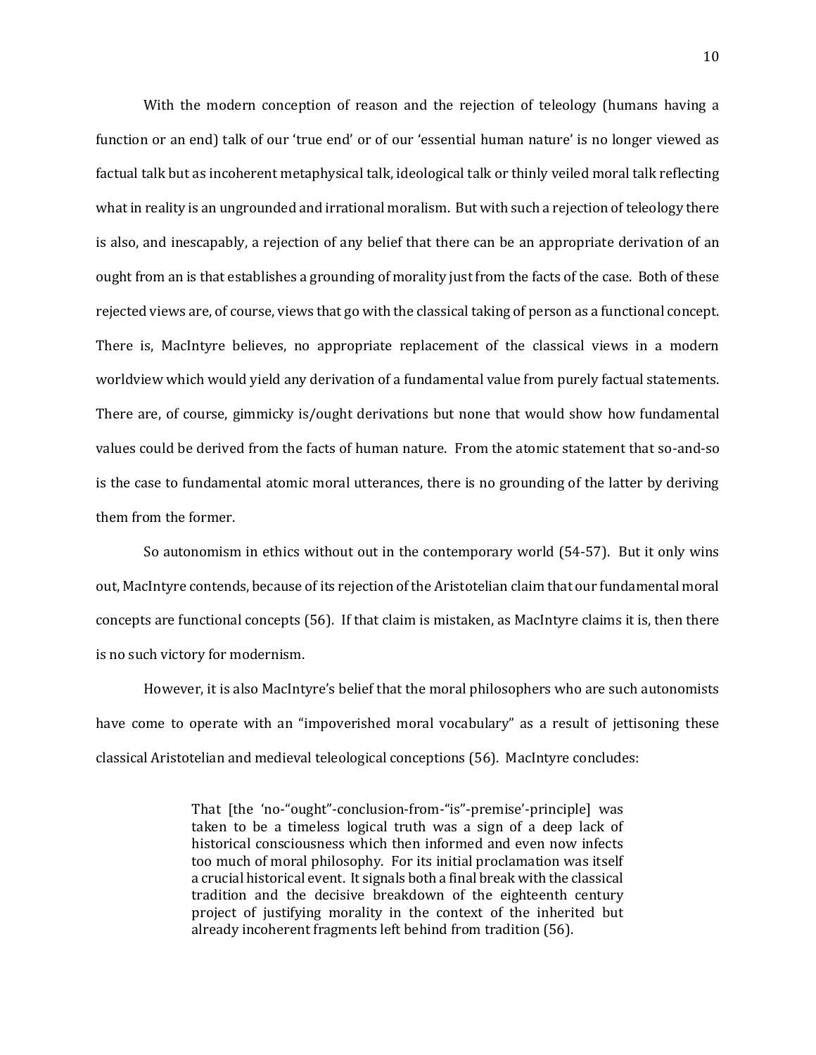With the modern conception of reason and the rejection of teleology (humans having a function or an end) talk of our 'true end' or of our 'essential human nature' is no longer viewed as factual talk but as incoherent metaphysical talk, ideological talk or thinly veiled moral talk reflecting what in reality is an ungrounded and irrational moralism. But with such a rejection of teleology there is also, and inescapably, a rejection of any belief that there can be an appropriate derivation of an ought from an is that establishes a grounding of morality just from the facts of the case. Both of these rejected views are, of course, views that go with the classical taking of person as a functional concept. There is, MacIntyre believes, no appropriate replacement of the classical views in a modern worldview which would yield any derivation of a fundamental value from purely factual statements. There are, of course, gimmicky is/ought derivations but none that would show how fundamental values could be derived from the facts of human nature. From the atomic statement that so-and-so is the case to fundamental atomic moral utterances, there is no grounding of the latter by deriving them from the former.

So autonomism in ethics without out in the contemporary world (54-57). But it only wins out, MacIntyre contends, because of its rejection of the Aristotelian claim that our fundamental moral concepts are functional concepts (56). If that claim is mistaken, as MacIntyre claims it is, then there is no such victory for modernism.

However, it is also MacIntyre's belief that the moral philosophers who are such autonomists have come to operate with an "impoverished moral vocabulary" as a result of jettisoning these classical Aristotelian and medieval teleological conceptions (56). MacIntyre concludes:

> That [the 'no-"ought"-conclusion-from-"is"-premise'-principle] was taken to be a timeless logical truth was a sign of a deep lack of historical consciousness which then informed and even now infects too much of moral philosophy. For its initial proclamation was itself a crucial historical event. It signals both a final break with the classical tradition and the decisive breakdown of the eighteenth century project of justifying morality in the context of the inherited but already incoherent fragments left behind from tradition (56).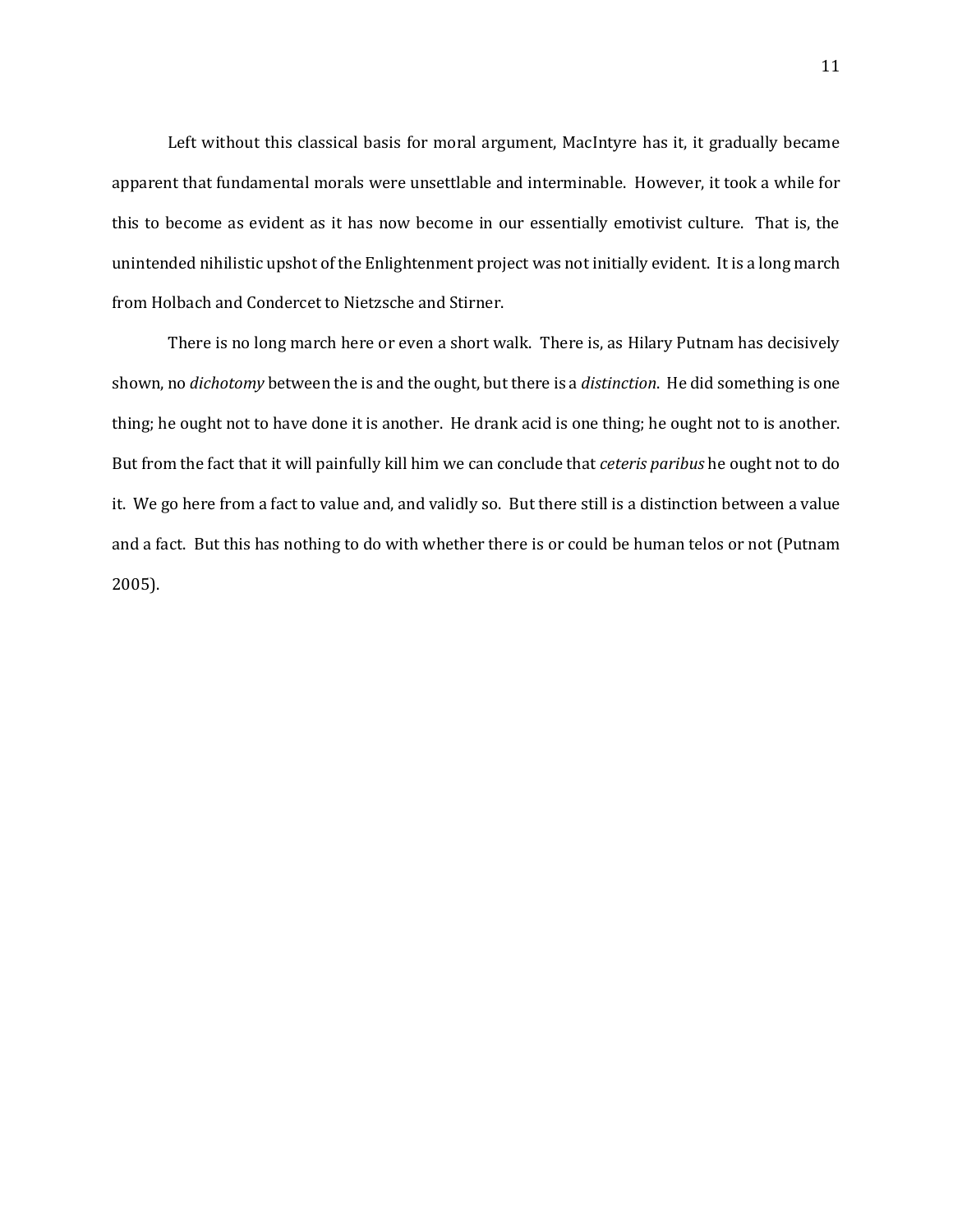Left without this classical basis for moral argument, MacIntyre has it, it gradually became apparent that fundamental morals were unsettlable and interminable. However, it took a while for this to become as evident as it has now become in our essentially emotivist culture. That is, the unintended nihilistic upshot of the Enlightenment project was not initially evident. It is a long march from Holbach and Condercet to Nietzsche and Stirner.

There is no long march here or even a short walk. There is, as Hilary Putnam has decisively shown, no *dichotomy* between the is and the ought, but there is a *distinction*. He did something is one thing; he ought not to have done it is another. He drank acid is one thing; he ought not to is another. But from the fact that it will painfully kill him we can conclude that *ceteris paribus* he ought not to do it. We go here from a fact to value and, and validly so. But there still is a distinction between a value and a fact. But this has nothing to do with whether there is or could be human telos or not (Putnam 2005).